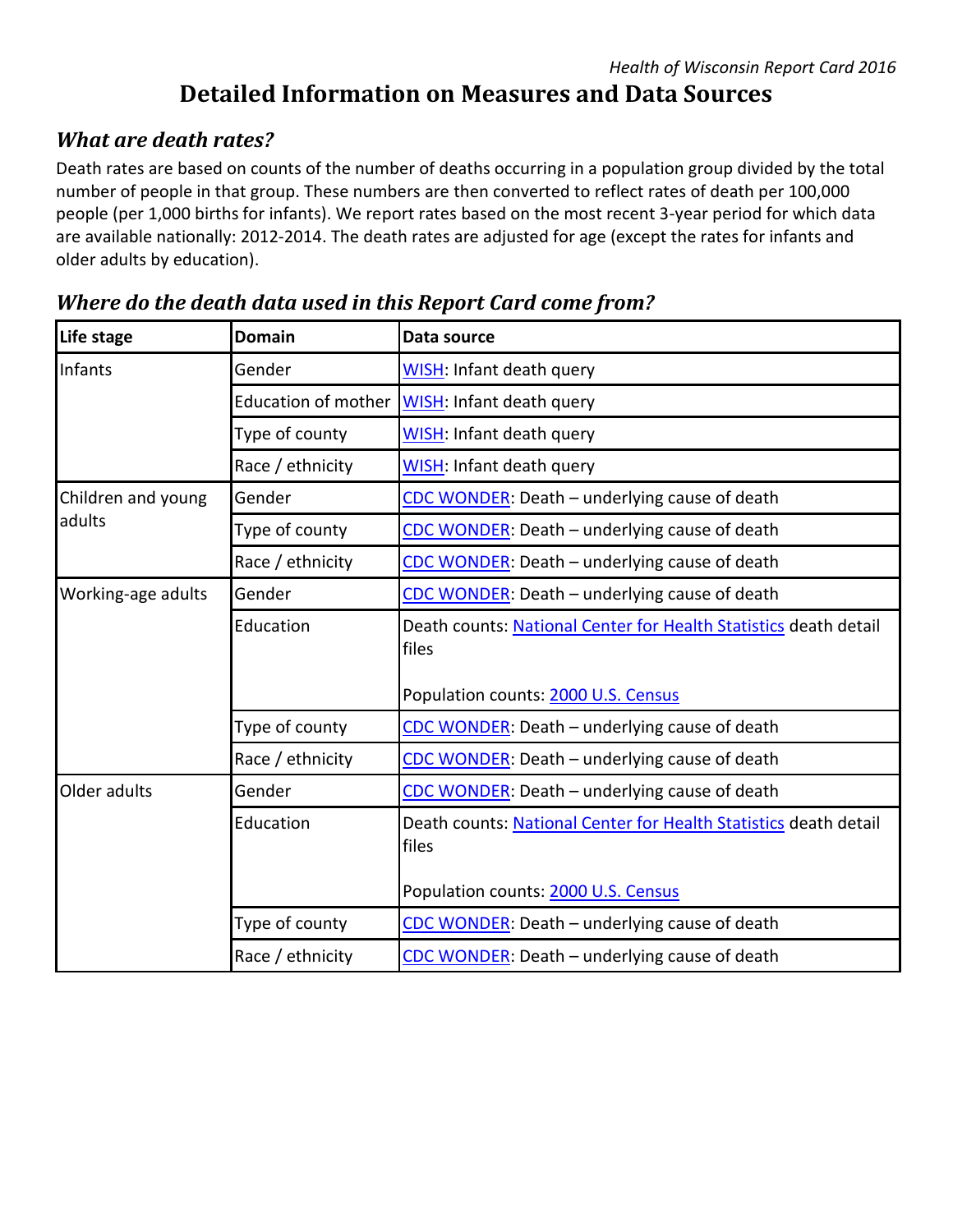# Detailed Information on Measures and Data Sources

## *What are death rates?*

Death rates are based on counts of the number of deaths occurring in a population group divided by the total number of people in that group. These numbers are then converted to reflect rates of death per 100,000 people (per 1,000 births for infants). We report rates based on the most recent 3-year period for which data are available nationally: 2012-2014. The death rates are adjusted for age (except the rates for infants and older adults by education).

## *Where do the death data used in this Report Card come from?*

| Life stage | Domain | Data source |
|---|---|---|
| Infants | Gender | WISH: Infant death query |
| | Education of mother | WISH: Infant death query |
| | Type of county | WISH: Infant death query |
| | Race / ethnicity | WISH: Infant death query |
| Children and young adults | Gender | CDC WONDER: Death – underlying cause of death |
| | Type of county | CDC WONDER: Death – underlying cause of death |
| | Race / ethnicity | CDC WONDER: Death – underlying cause of death |
| Working-age adults | Gender | CDC WONDER: Death – underlying cause of death |
| | Education | Death counts: National Center for Health Statistics death detail files<br><br>Population counts: 2000 U.S. Census |
| | Type of county | CDC WONDER: Death – underlying cause of death |
| | Race / ethnicity | CDC WONDER: Death – underlying cause of death |
| Older adults | Gender | CDC WONDER: Death – underlying cause of death |
| | Education | Death counts: National Center for Health Statistics death detail files<br><br>Population counts: 2000 U.S. Census |
| | Type of county | CDC WONDER: Death – underlying cause of death |
| | Race / ethnicity | CDC WONDER: Death – underlying cause of death |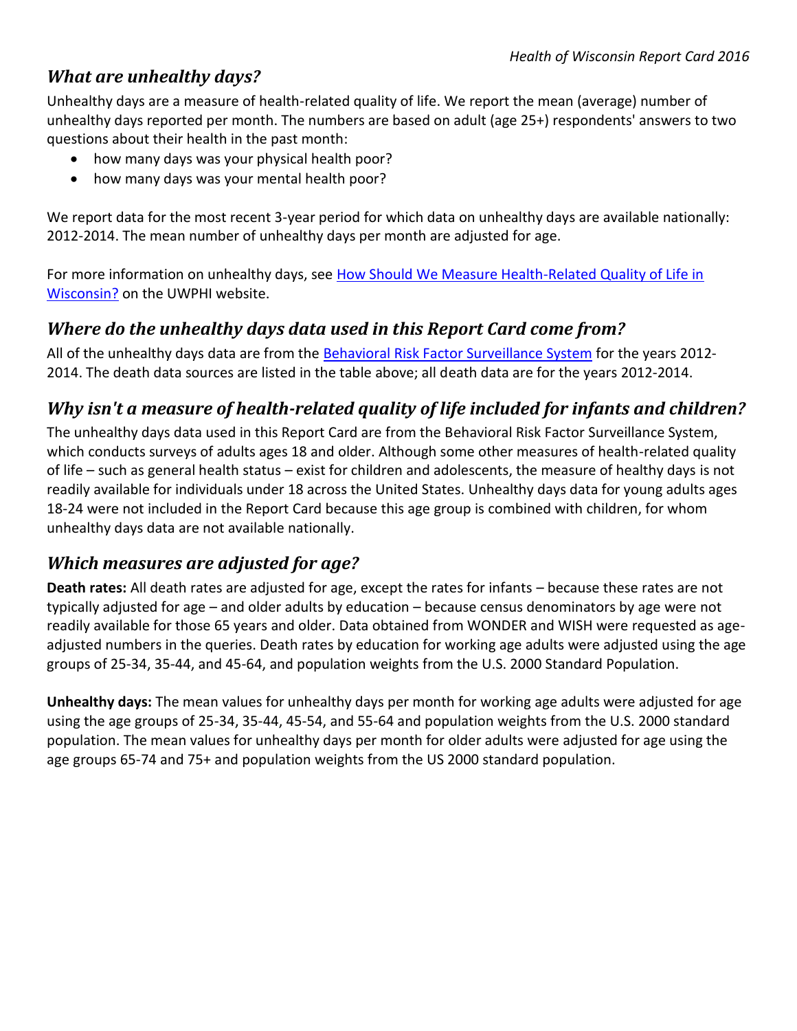## *What are unhealthy days?*

Unhealthy days are a measure of health-related quality of life. We report the mean (average) number of unhealthy days reported per month. The numbers are based on adult (age 25+) respondents' answers to two questions about their health in the past month:

- how many days was your physical health poor?
- how many days was your mental health poor?

We report data for the most recent 3-year period for which data on unhealthy days are available nationally: 2012-2014. The mean number of unhealthy days per month are adjusted for age.

For more information on unhealthy days, see How Should We Measure Health-Related Quality of Life in Wisconsin? on the UWPHI website.

## *Where do the unhealthy days data used in this Report Card come from?*

All of the unhealthy days data are from the Behavioral Risk Factor Surveillance System for the years 2012-2014. The death data sources are listed in the table above; all death data are for the years 2012-2014.

## *Why isn't a measure of health-related quality of life included for infants and children?*

The unhealthy days data used in this Report Card are from the Behavioral Risk Factor Surveillance System, which conducts surveys of adults ages 18 and older. Although some other measures of health-related quality of life – such as general health status – exist for children and adolescents, the measure of healthy days is not readily available for individuals under 18 across the United States. Unhealthy days data for young adults ages 18-24 were not included in the Report Card because this age group is combined with children, for whom unhealthy days data are not available nationally.

## *Which measures are adjusted for age?*

**Death rates:** All death rates are adjusted for age, except the rates for infants – because these rates are not typically adjusted for age – and older adults by education – because census denominators by age were not readily available for those 65 years and older. Data obtained from WONDER and WISH were requested as age-adjusted numbers in the queries. Death rates by education for working age adults were adjusted using the age groups of 25-34, 35-44, and 45-64, and population weights from the U.S. 2000 Standard Population.

**Unhealthy days:** The mean values for unhealthy days per month for working age adults were adjusted for age using the age groups of 25-34, 35-44, 45-54, and 55-64 and population weights from the U.S. 2000 standard population. The mean values for unhealthy days per month for older adults were adjusted for age using the age groups 65-74 and 75+ and population weights from the US 2000 standard population.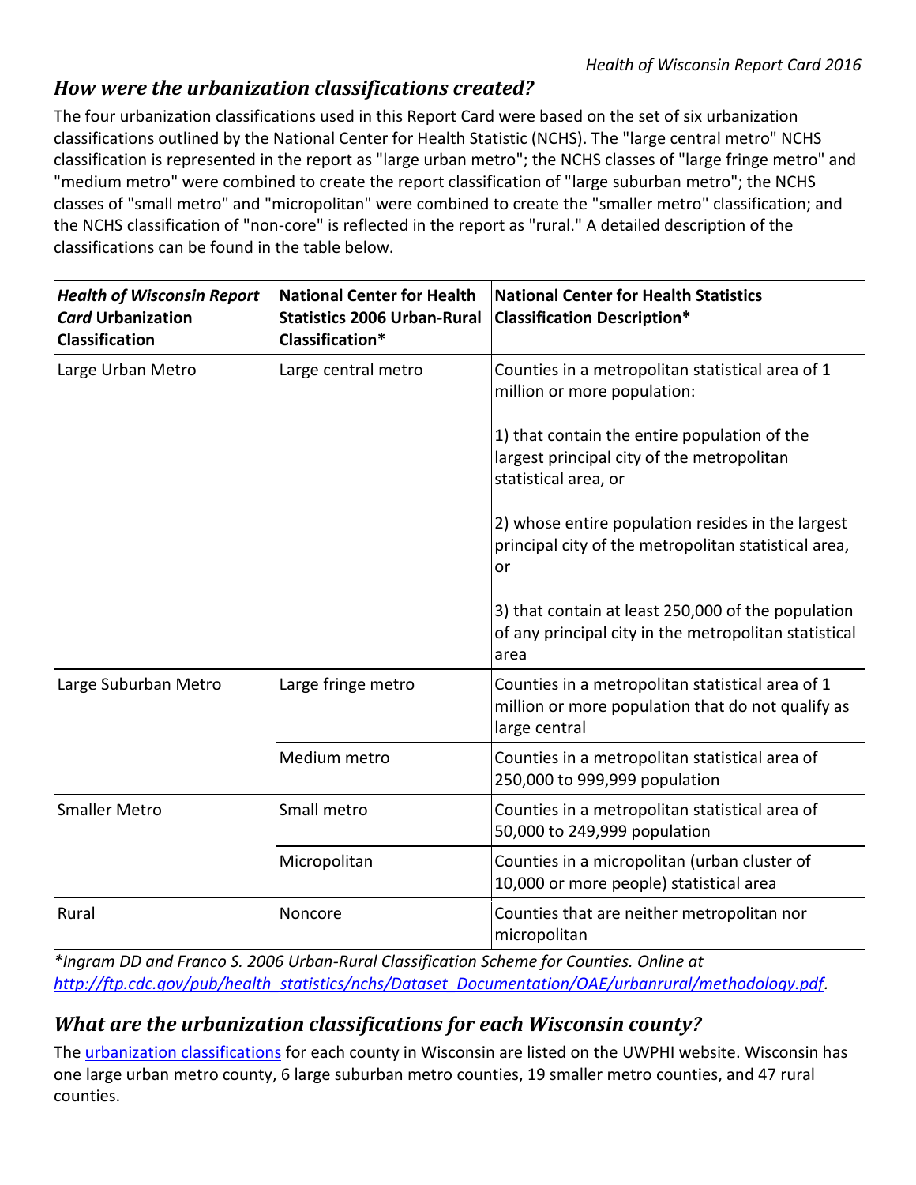## *How were the urbanization classifications created?*

The four urbanization classifications used in this Report Card were based on the set of six urbanization classifications outlined by the National Center for Health Statistic (NCHS). The "large central metro" NCHS classification is represented in the report as "large urban metro"; the NCHS classes of "large fringe metro" and "medium metro" were combined to create the report classification of "large suburban metro"; the NCHS classes of "small metro" and "micropolitan" were combined to create the "smaller metro" classification; and the NCHS classification of "non-core" is reflected in the report as "rural." A detailed description of the classifications can be found in the table below.

| ***Health of Wisconsin Report Card* Urbanization Classification** | **National Center for Health Statistics 2006 Urban-Rural Classification*** | **National Center for Health Statistics Classification Description*** |
|---|---|---|
| Large Urban Metro | Large central metro | Counties in a metropolitan statistical area of 1 million or more population: 1) that contain the entire population of the largest principal city of the metropolitan statistical area, or 2) whose entire population resides in the largest principal city of the metropolitan statistical area, or 3) that contain at least 250,000 of the population of any principal city in the metropolitan statistical area |
| Large Suburban Metro | Large fringe metro | Counties in a metropolitan statistical area of 1 million or more population that do not qualify as large central |
| | Medium metro | Counties in a metropolitan statistical area of 250,000 to 999,999 population |
| Smaller Metro | Small metro | Counties in a metropolitan statistical area of 50,000 to 249,999 population |
| | Micropolitan | Counties in a micropolitan (urban cluster of 10,000 or more people) statistical area |
| Rural | Noncore | Counties that are neither metropolitan nor micropolitan |

*\*Ingram DD and Franco S. 2006 Urban-Rural Classification Scheme for Counties. Online at [http://ftp.cdc.gov/pub/health_statistics/nchs/Dataset_Documentation/OAE/urbanrural/methodology.pdf](http://ftp.cdc.gov/pub/health_statistics/nchs/Dataset_Documentation/OAE/urbanrural/methodology.pdf).*

## *What are the urbanization classifications for each Wisconsin county?*

The urbanization classifications for each county in Wisconsin are listed on the UWPHI website. Wisconsin has one large urban metro county, 6 large suburban metro counties, 19 smaller metro counties, and 47 rural counties.